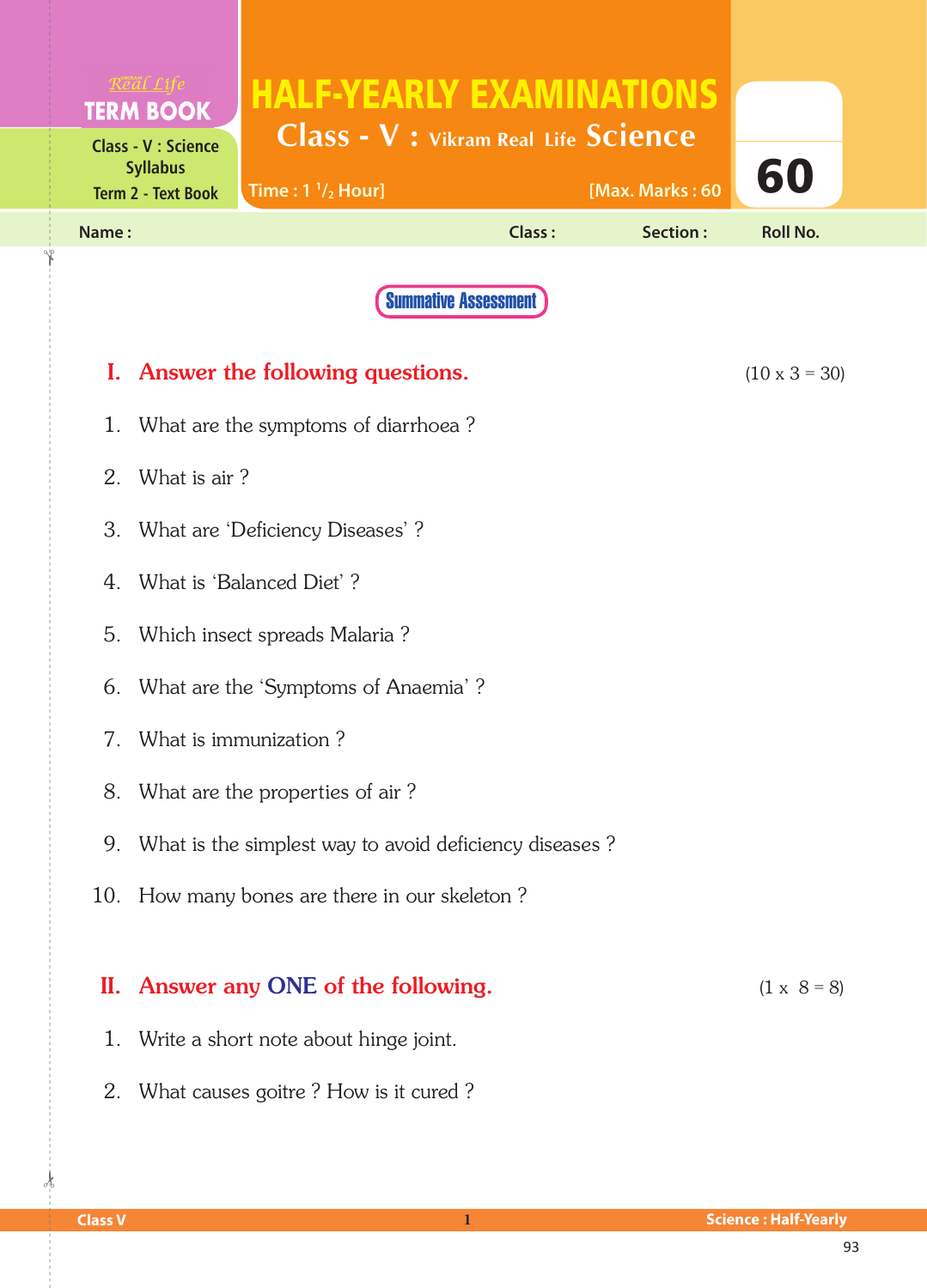Real Life **TERM BOOK**

Class - V : Science Syllabus
Term 2 - Text Book

# HALF-YEARLY EXAMINATIONS

## Class - V : Vikram Real Life Science

Time : 1 $^1/_2$ Hour] [Max. Marks : 60

**60**

Name : Class : Section : Roll No.

**Summative Assessment**

## I. Answer the following questions. (10 x 3 = 30)

1. What are the symptoms of diarrhoea ?
2. What is air ?
3. What are 'Deficiency Diseases' ?
4. What is 'Balanced Diet' ?
5. Which insect spreads Malaria ?
6. What are the 'Symptoms of Anaemia' ?
7. What is immunization ?
8. What are the properties of air ?
9. What is the simplest way to avoid deficiency diseases ?
10. How many bones are there in our skeleton ?

## II. Answer any ONE of the following. (1 x 8 = 8)

1. Write a short note about hinge joint.
2. What causes goitre ? How is it cured ?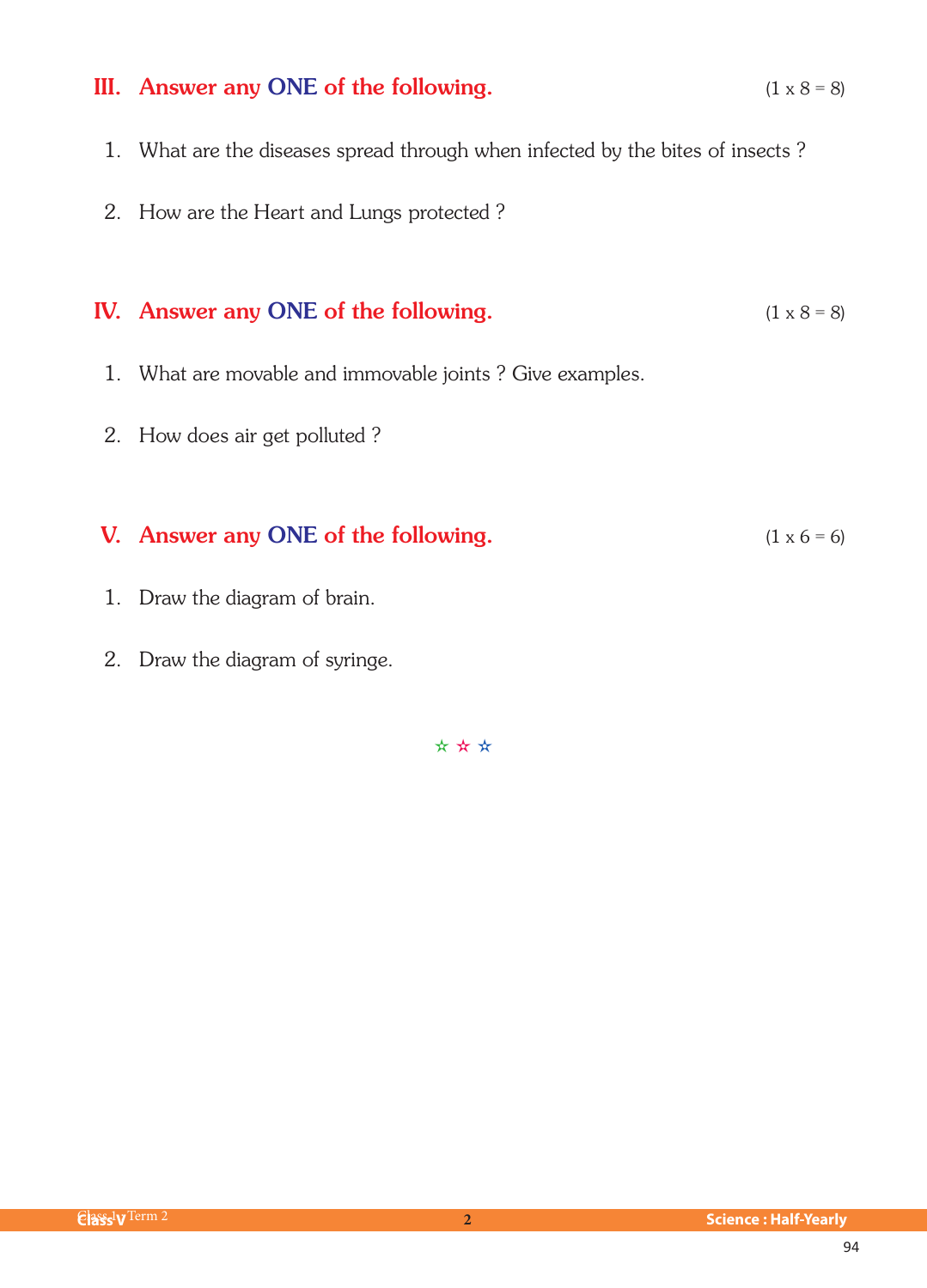## III. Answer any ONE of the following. (1 x 8 = 8)

1. What are the diseases spread through when infected by the bites of insects ?
2. How are the Heart and Lungs protected ?

## IV. Answer any ONE of the following. (1 x 8 = 8)

1. What are movable and immovable joints ? Give examples.
2. How does air get polluted ?

## V. Answer any ONE of the following. (1 x 6 = 6)

1. Draw the diagram of brain.
2. Draw the diagram of syringe.

☆ ☆ ☆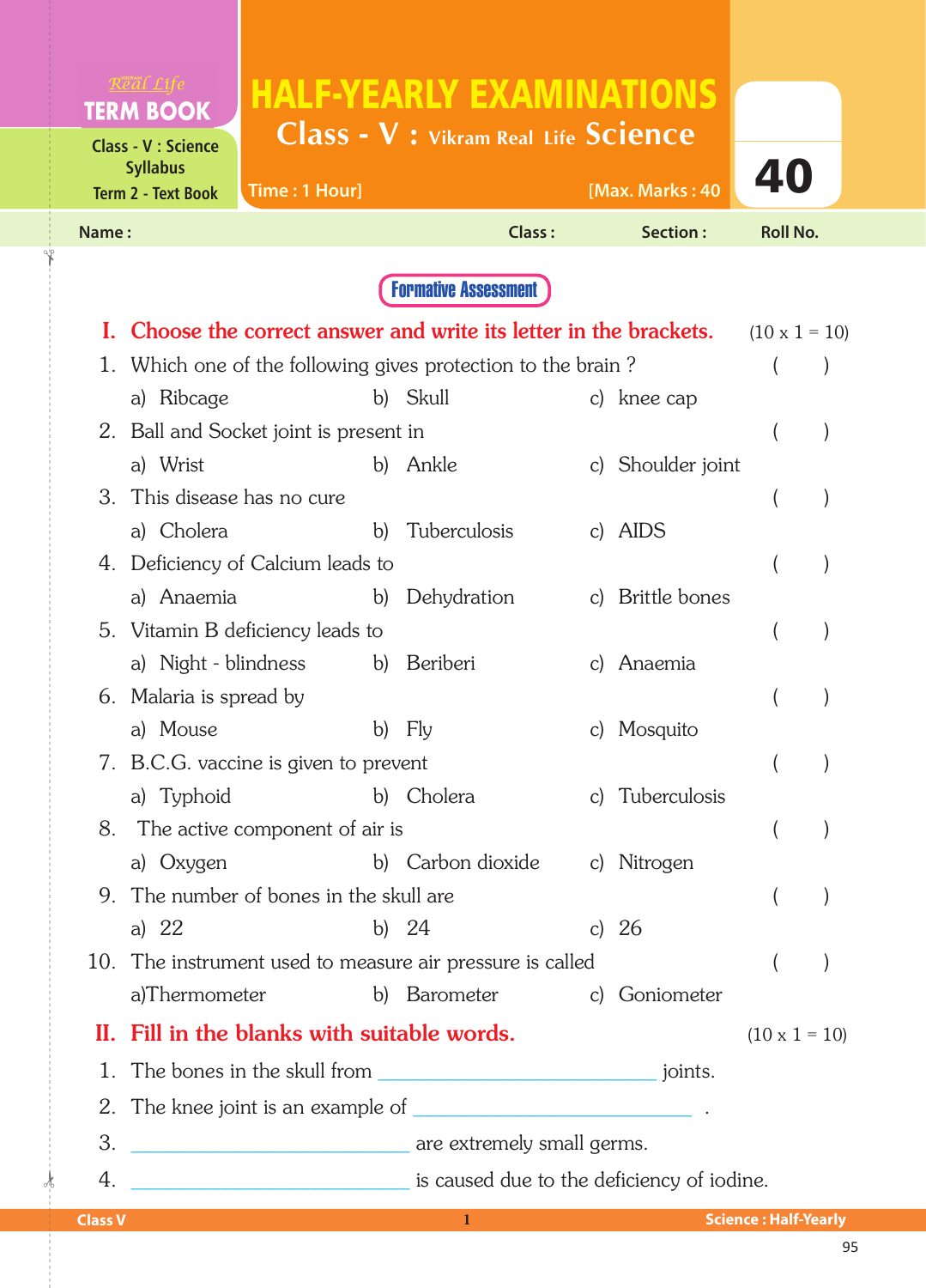Real Life
**TERM BOOK**

Class - V : Science Syllabus
Term 2 - Text Book

# HALF-YEARLY EXAMINATIONS

## Class - V : Vikram Real Life Science

Time : 1 Hour] [Max. Marks : 40

**40**

Name : Class : Section : Roll No.

**Formative Assessment**

### I. Choose the correct answer and write its letter in the brackets. (10 x 1 = 10)

1. Which one of the following gives protection to the brain ? ( )
   a) Ribcage b) Skull c) knee cap
2. Ball and Socket joint is present in ( )
   a) Wrist b) Ankle c) Shoulder joint
3. This disease has no cure ( )
   a) Cholera b) Tuberculosis c) AIDS
4. Deficiency of Calcium leads to ( )
   a) Anaemia b) Dehydration c) Brittle bones
5. Vitamin B deficiency leads to ( )
   a) Night - blindness b) Beriberi c) Anaemia
6. Malaria is spread by ( )
   a) Mouse b) Fly c) Mosquito
7. B.C.G. vaccine is given to prevent ( )
   a) Typhoid b) Cholera c) Tuberculosis
8. The active component of air is ( )
   a) Oxygen b) Carbon dioxide c) Nitrogen
9. The number of bones in the skull are ( )
   a) 22 b) 24 c) 26
10. The instrument used to measure air pressure is called ( )
    a)Thermometer b) Barometer c) Goniometer

### II. Fill in the blanks with suitable words. (10 x 1 = 10)

1. The bones in the skull from ____________________ joints.
2. The knee joint is an example of ____________________ .
3. ____________________ are extremely small germs.
4. ____________________ is caused due to the deficiency of iodine.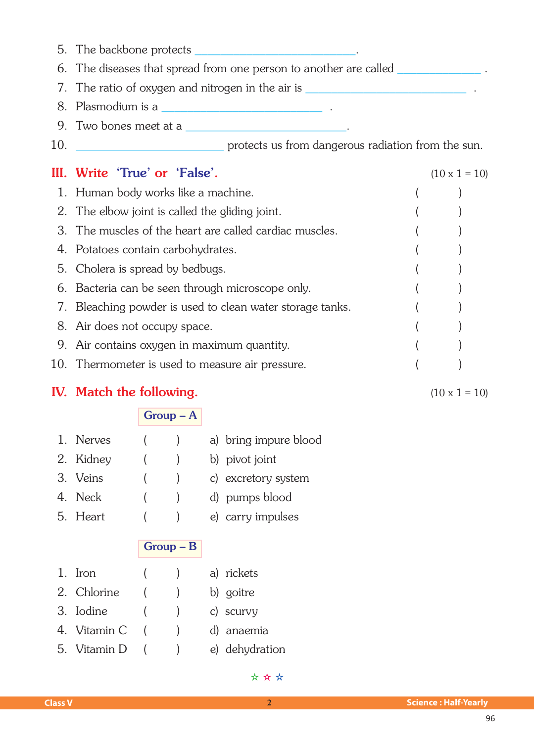5. The backbone protects ___________________________.
6. The diseases that spread from one person to another are called ______________ .
7. The ratio of oxygen and nitrogen in the air is _____________________________ .
8. Plasmodium is a _____________________________ .
9. Two bones meet at a ___________________________.
10. _______________________ protects us from dangerous radiation from the sun.

## III. Write 'True' or 'False'. (10 x 1 = 10)

1. Human body works like a machine. ( )
2. The elbow joint is called the gliding joint. ( )
3. The muscles of the heart are called cardiac muscles. ( )
4. Potatoes contain carbohydrates. ( )
5. Cholera is spread by bedbugs. ( )
6. Bacteria can be seen through microscope only. ( )
7. Bleaching powder is used to clean water storage tanks. ( )
8. Air does not occupy space. ( )
9. Air contains oxygen in maximum quantity. ( )
10. Thermometer is used to measure air pressure. ( )

## IV. Match the following. (10 x 1 = 10)

### Group – A

| | | |
|---|---|---|
| 1. Nerves | ( ) | a) bring impure blood |
| 2. Kidney | ( ) | b) pivot joint |
| 3. Veins | ( ) | c) excretory system |
| 4. Neck | ( ) | d) pumps blood |
| 5. Heart | ( ) | e) carry impulses |

### Group – B

| | | |
|---|---|---|
| 1. Iron | ( ) | a) rickets |
| 2. Chlorine | ( ) | b) goitre |
| 3. Iodine | ( ) | c) scurvy |
| 4. Vitamin C | ( ) | d) anaemia |
| 5. Vitamin D | ( ) | e) dehydration |

☆ ☆ ☆